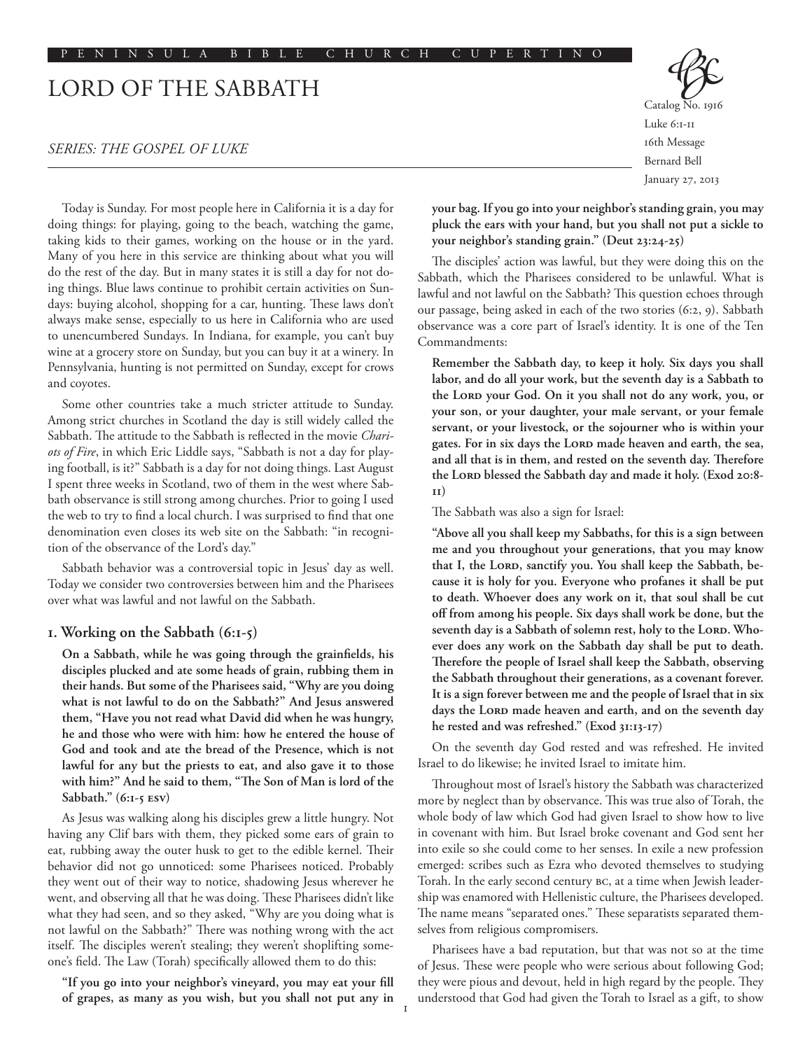PENINSULA BIBLE CHURCH CUPERTINO

# LORD OF THE SABBATH

*SERIES: THE GOSPEL OF LUKE*

Catalog No. 1916
Luke 6:1-11
16th Message
Bernard Bell
January 27, 2013

Today is Sunday. For most people here in California it is a day for doing things: for playing, going to the beach, watching the game, taking kids to their games, working on the house or in the yard. Many of you here in this service are thinking about what you will do the rest of the day. But in many states it is still a day for not doing things. Blue laws continue to prohibit certain activities on Sundays: buying alcohol, shopping for a car, hunting. These laws don't always make sense, especially to us here in California who are used to unencumbered Sundays. In Indiana, for example, you can't buy wine at a grocery store on Sunday, but you can buy it at a winery. In Pennsylvania, hunting is not permitted on Sunday, except for crows and coyotes.

Some other countries take a much stricter attitude to Sunday. Among strict churches in Scotland the day is still widely called the Sabbath. The attitude to the Sabbath is reflected in the movie *Chariots of Fire*, in which Eric Liddle says, "Sabbath is not a day for playing football, is it?" Sabbath is a day for not doing things. Last August I spent three weeks in Scotland, two of them in the west where Sabbath observance is still strong among churches. Prior to going I used the web to try to find a local church. I was surprised to find that one denomination even closes its web site on the Sabbath: "in recognition of the observance of the Lord's day."

Sabbath behavior was a controversial topic in Jesus' day as well. Today we consider two controversies between him and the Pharisees over what was lawful and not lawful on the Sabbath.

## 1. Working on the Sabbath (6:1-5)

**On a Sabbath, while he was going through the grainfields, his disciples plucked and ate some heads of grain, rubbing them in their hands. But some of the Pharisees said, "Why are you doing what is not lawful to do on the Sabbath?" And Jesus answered them, "Have you not read what David did when he was hungry, he and those who were with him: how he entered the house of God and took and ate the bread of the Presence, which is not lawful for any but the priests to eat, and also gave it to those with him?" And he said to them, "The Son of Man is lord of the Sabbath." (6:1-5 ESV)**

As Jesus was walking along his disciples grew a little hungry. Not having any Clif bars with them, they picked some ears of grain to eat, rubbing away the outer husk to get to the edible kernel. Their behavior did not go unnoticed: some Pharisees noticed. Probably they went out of their way to notice, shadowing Jesus wherever he went, and observing all that he was doing. These Pharisees didn't like what they had seen, and so they asked, "Why are you doing what is not lawful on the Sabbath?" There was nothing wrong with the act itself. The disciples weren't stealing; they weren't shoplifting someone's field. The Law (Torah) specifically allowed them to do this:

**"If you go into your neighbor's vineyard, you may eat your fill of grapes, as many as you wish, but you shall not put any in your bag. If you go into your neighbor's standing grain, you may pluck the ears with your hand, but you shall not put a sickle to your neighbor's standing grain." (Deut 23:24-25)**

The disciples' action was lawful, but they were doing this on the Sabbath, which the Pharisees considered to be unlawful. What is lawful and not lawful on the Sabbath? This question echoes through our passage, being asked in each of the two stories (6:2, 9). Sabbath observance was a core part of Israel's identity. It is one of the Ten Commandments:

**Remember the Sabbath day, to keep it holy. Six days you shall labor, and do all your work, but the seventh day is a Sabbath to the LORD your God. On it you shall not do any work, you, or your son, or your daughter, your male servant, or your female servant, or your livestock, or the sojourner who is within your gates. For in six days the LORD made heaven and earth, the sea, and all that is in them, and rested on the seventh day. Therefore the LORD blessed the Sabbath day and made it holy. (Exod 20:8-11)**

The Sabbath was also a sign for Israel:

**"Above all you shall keep my Sabbaths, for this is a sign between me and you throughout your generations, that you may know that I, the LORD, sanctify you. You shall keep the Sabbath, because it is holy for you. Everyone who profanes it shall be put to death. Whoever does any work on it, that soul shall be cut off from among his people. Six days shall work be done, but the seventh day is a Sabbath of solemn rest, holy to the LORD. Whoever does any work on the Sabbath day shall be put to death. Therefore the people of Israel shall keep the Sabbath, observing the Sabbath throughout their generations, as a covenant forever. It is a sign forever between me and the people of Israel that in six days the LORD made heaven and earth, and on the seventh day he rested and was refreshed." (Exod 31:13-17)**

On the seventh day God rested and was refreshed. He invited Israel to do likewise; he invited Israel to imitate him.

Throughout most of Israel's history the Sabbath was characterized more by neglect than by observance. This was true also of Torah, the whole body of law which God had given Israel to show how to live in covenant with him. But Israel broke covenant and God sent her into exile so she could come to her senses. In exile a new profession emerged: scribes such as Ezra who devoted themselves to studying Torah. In the early second century BC, at a time when Jewish leadership was enamored with Hellenistic culture, the Pharisees developed. The name means "separated ones." These separatists separated themselves from religious compromisers.

Pharisees have a bad reputation, but that was not so at the time of Jesus. These were people who were serious about following God; they were pious and devout, held in high regard by the people. They understood that God had given the Torah to Israel as a gift, to show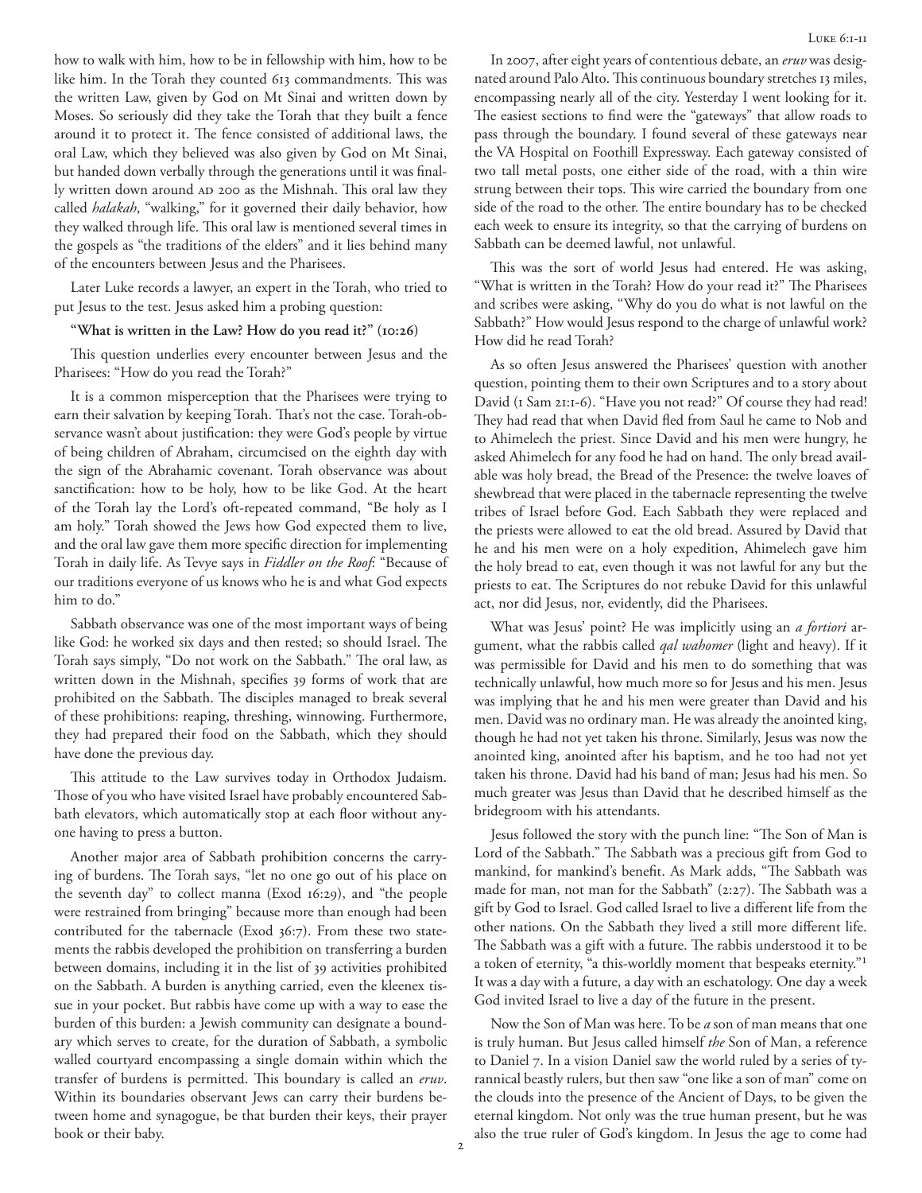how to walk with him, how to be in fellowship with him, how to be like him. In the Torah they counted 613 commandments. This was the written Law, given by God on Mt Sinai and written down by Moses. So seriously did they take the Torah that they built a fence around it to protect it. The fence consisted of additional laws, the oral Law, which they believed was also given by God on Mt Sinai, but handed down verbally through the generations until it was finally written down around AD 200 as the Mishnah. This oral law they called *halakah*, "walking," for it governed their daily behavior, how they walked through life. This oral law is mentioned several times in the gospels as "the traditions of the elders" and it lies behind many of the encounters between Jesus and the Pharisees.

Later Luke records a lawyer, an expert in the Torah, who tried to put Jesus to the test. Jesus asked him a probing question:

**"What is written in the Law? How do you read it?" (10:26)**

This question underlies every encounter between Jesus and the Pharisees: "How do you read the Torah?"

It is a common misperception that the Pharisees were trying to earn their salvation by keeping Torah. That's not the case. Torah-observance wasn't about justification: they were God's people by virtue of being children of Abraham, circumcised on the eighth day with the sign of the Abrahamic covenant. Torah observance was about sanctification: how to be holy, how to be like God. At the heart of the Torah lay the Lord's oft-repeated command, "Be holy as I am holy." Torah showed the Jews how God expected them to live, and the oral law gave them more specific direction for implementing Torah in daily life. As Tevye says in *Fiddler on the Roof*: "Because of our traditions everyone of us knows who he is and what God expects him to do."

Sabbath observance was one of the most important ways of being like God: he worked six days and then rested; so should Israel. The Torah says simply, "Do not work on the Sabbath." The oral law, as written down in the Mishnah, specifies 39 forms of work that are prohibited on the Sabbath. The disciples managed to break several of these prohibitions: reaping, threshing, winnowing. Furthermore, they had prepared their food on the Sabbath, which they should have done the previous day.

This attitude to the Law survives today in Orthodox Judaism. Those of you who have visited Israel have probably encountered Sabbath elevators, which automatically stop at each floor without anyone having to press a button.

Another major area of Sabbath prohibition concerns the carrying of burdens. The Torah says, "let no one go out of his place on the seventh day" to collect manna (Exod 16:29), and "the people were restrained from bringing" because more than enough had been contributed for the tabernacle (Exod 36:7). From these two statements the rabbis developed the prohibition on transferring a burden between domains, including it in the list of 39 activities prohibited on the Sabbath. A burden is anything carried, even the kleenex tissue in your pocket. But rabbis have come up with a way to ease the burden of this burden: a Jewish community can designate a boundary which serves to create, for the duration of Sabbath, a symbolic walled courtyard encompassing a single domain within which the transfer of burdens is permitted. This boundary is called an *eruv*. Within its boundaries observant Jews can carry their burdens between home and synagogue, be that burden their keys, their prayer book or their baby.

In 2007, after eight years of contentious debate, an *eruv* was designated around Palo Alto. This continuous boundary stretches 13 miles, encompassing nearly all of the city. Yesterday I went looking for it. The easiest sections to find were the "gateways" that allow roads to pass through the boundary. I found several of these gateways near the VA Hospital on Foothill Expressway. Each gateway consisted of two tall metal posts, one either side of the road, with a thin wire strung between their tops. This wire carried the boundary from one side of the road to the other. The entire boundary has to be checked each week to ensure its integrity, so that the carrying of burdens on Sabbath can be deemed lawful, not unlawful.

This was the sort of world Jesus had entered. He was asking, "What is written in the Torah? How do your read it?" The Pharisees and scribes were asking, "Why do you do what is not lawful on the Sabbath?" How would Jesus respond to the charge of unlawful work? How did he read Torah?

As so often Jesus answered the Pharisees' question with another question, pointing them to their own Scriptures and to a story about David (1 Sam 21:1-6). "Have you not read?" Of course they had read! They had read that when David fled from Saul he came to Nob and to Ahimelech the priest. Since David and his men were hungry, he asked Ahimelech for any food he had on hand. The only bread available was holy bread, the Bread of the Presence: the twelve loaves of shewbread that were placed in the tabernacle representing the twelve tribes of Israel before God. Each Sabbath they were replaced and the priests were allowed to eat the old bread. Assured by David that he and his men were on a holy expedition, Ahimelech gave him the holy bread to eat, even though it was not lawful for any but the priests to eat. The Scriptures do not rebuke David for this unlawful act, nor did Jesus, nor, evidently, did the Pharisees.

What was Jesus' point? He was implicitly using an *a fortiori* argument, what the rabbis called *qal wahomer* (light and heavy). If it was permissible for David and his men to do something that was technically unlawful, how much more so for Jesus and his men. Jesus was implying that he and his men were greater than David and his men. David was no ordinary man. He was already the anointed king, though he had not yet taken his throne. Similarly, Jesus was now the anointed king, anointed after his baptism, and he too had not yet taken his throne. David had his band of man; Jesus had his men. So much greater was Jesus than David that he described himself as the bridegroom with his attendants.

Jesus followed the story with the punch line: "The Son of Man is Lord of the Sabbath." The Sabbath was a precious gift from God to mankind, for mankind's benefit. As Mark adds, "The Sabbath was made for man, not man for the Sabbath" (2:27). The Sabbath was a gift by God to Israel. God called Israel to live a different life from the other nations. On the Sabbath they lived a still more different life. The Sabbath was a gift with a future. The rabbis understood it to be a token of eternity, "a this-worldly moment that bespeaks eternity."[1] It was a day with a future, a day with an eschatology. One day a week God invited Israel to live a day of the future in the present.

Now the Son of Man was here. To be *a* son of man means that one is truly human. But Jesus called himself *the* Son of Man, a reference to Daniel 7. In a vision Daniel saw the world ruled by a series of tyrannical beastly rulers, but then saw "one like a son of man" come on the clouds into the presence of the Ancient of Days, to be given the eternal kingdom. Not only was the true human present, but he was also the true ruler of God's kingdom. In Jesus the age to come had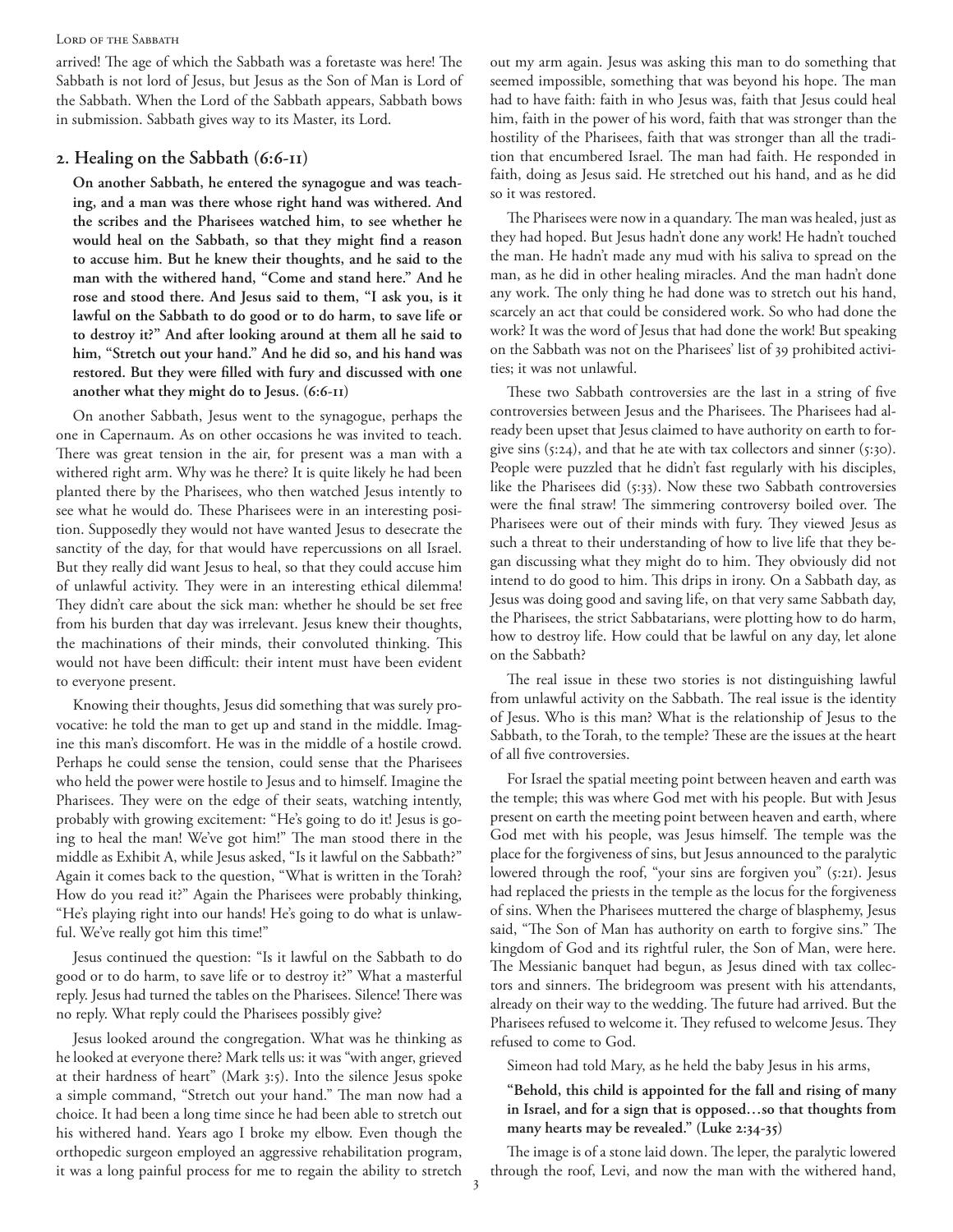arrived! The age of which the Sabbath was a foretaste was here! The Sabbath is not lord of Jesus, but Jesus as the Son of Man is Lord of the Sabbath. When the Lord of the Sabbath appears, Sabbath bows in submission. Sabbath gives way to its Master, its Lord.

## 2. Healing on the Sabbath (6:6-11)

**On another Sabbath, he entered the synagogue and was teaching, and a man was there whose right hand was withered. And the scribes and the Pharisees watched him, to see whether he would heal on the Sabbath, so that they might find a reason to accuse him. But he knew their thoughts, and he said to the man with the withered hand, "Come and stand here." And he rose and stood there. And Jesus said to them, "I ask you, is it lawful on the Sabbath to do good or to do harm, to save life or to destroy it?" And after looking around at them all he said to him, "Stretch out your hand." And he did so, and his hand was restored. But they were filled with fury and discussed with one another what they might do to Jesus. (6:6-11)**

On another Sabbath, Jesus went to the synagogue, perhaps the one in Capernaum. As on other occasions he was invited to teach. There was great tension in the air, for present was a man with a withered right arm. Why was he there? It is quite likely he had been planted there by the Pharisees, who then watched Jesus intently to see what he would do. These Pharisees were in an interesting position. Supposedly they would not have wanted Jesus to desecrate the sanctity of the day, for that would have repercussions on all Israel. But they really did want Jesus to heal, so that they could accuse him of unlawful activity. They were in an interesting ethical dilemma! They didn't care about the sick man: whether he should be set free from his burden that day was irrelevant. Jesus knew their thoughts, the machinations of their minds, their convoluted thinking. This would not have been difficult: their intent must have been evident to everyone present.

Knowing their thoughts, Jesus did something that was surely provocative: he told the man to get up and stand in the middle. Imagine this man's discomfort. He was in the middle of a hostile crowd. Perhaps he could sense the tension, could sense that the Pharisees who held the power were hostile to Jesus and to himself. Imagine the Pharisees. They were on the edge of their seats, watching intently, probably with growing excitement: "He's going to do it! Jesus is going to heal the man! We've got him!" The man stood there in the middle as Exhibit A, while Jesus asked, "Is it lawful on the Sabbath?" Again it comes back to the question, "What is written in the Torah? How do you read it?" Again the Pharisees were probably thinking, "He's playing right into our hands! He's going to do what is unlawful. We've really got him this time!"

Jesus continued the question: "Is it lawful on the Sabbath to do good or to do harm, to save life or to destroy it?" What a masterful reply. Jesus had turned the tables on the Pharisees. Silence! There was no reply. What reply could the Pharisees possibly give?

Jesus looked around the congregation. What was he thinking as he looked at everyone there? Mark tells us: it was "with anger, grieved at their hardness of heart" (Mark 3:5). Into the silence Jesus spoke a simple command, "Stretch out your hand." The man now had a choice. It had been a long time since he had been able to stretch out his withered hand. Years ago I broke my elbow. Even though the orthopedic surgeon employed an aggressive rehabilitation program, it was a long painful process for me to regain the ability to stretch out my arm again. Jesus was asking this man to do something that seemed impossible, something that was beyond his hope. The man had to have faith: faith in who Jesus was, faith that Jesus could heal him, faith in the power of his word, faith that was stronger than the hostility of the Pharisees, faith that was stronger than all the tradition that encumbered Israel. The man had faith. He responded in faith, doing as Jesus said. He stretched out his hand, and as he did so it was restored.

The Pharisees were now in a quandary. The man was healed, just as they had hoped. But Jesus hadn't done any work! He hadn't touched the man. He hadn't made any mud with his saliva to spread on the man, as he did in other healing miracles. And the man hadn't done any work. The only thing he had done was to stretch out his hand, scarcely an act that could be considered work. So who had done the work? It was the word of Jesus that had done the work! But speaking on the Sabbath was not on the Pharisees' list of 39 prohibited activities; it was not unlawful.

These two Sabbath controversies are the last in a string of five controversies between Jesus and the Pharisees. The Pharisees had already been upset that Jesus claimed to have authority on earth to forgive sins (5:24), and that he ate with tax collectors and sinner (5:30). People were puzzled that he didn't fast regularly with his disciples, like the Pharisees did (5:33). Now these two Sabbath controversies were the final straw! The simmering controversy boiled over. The Pharisees were out of their minds with fury. They viewed Jesus as such a threat to their understanding of how to live life that they began discussing what they might do to him. They obviously did not intend to do good to him. This drips in irony. On a Sabbath day, as Jesus was doing good and saving life, on that very same Sabbath day, the Pharisees, the strict Sabbatarians, were plotting how to do harm, how to destroy life. How could that be lawful on any day, let alone on the Sabbath?

The real issue in these two stories is not distinguishing lawful from unlawful activity on the Sabbath. The real issue is the identity of Jesus. Who is this man? What is the relationship of Jesus to the Sabbath, to the Torah, to the temple? These are the issues at the heart of all five controversies.

For Israel the spatial meeting point between heaven and earth was the temple; this was where God met with his people. But with Jesus present on earth the meeting point between heaven and earth, where God met with his people, was Jesus himself. The temple was the place for the forgiveness of sins, but Jesus announced to the paralytic lowered through the roof, "your sins are forgiven you" (5:21). Jesus had replaced the priests in the temple as the locus for the forgiveness of sins. When the Pharisees muttered the charge of blasphemy, Jesus said, "The Son of Man has authority on earth to forgive sins." The kingdom of God and its rightful ruler, the Son of Man, were here. The Messianic banquet had begun, as Jesus dined with tax collectors and sinners. The bridegroom was present with his attendants, already on their way to the wedding. The future had arrived. But the Pharisees refused to welcome it. They refused to welcome Jesus. They refused to come to God.

Simeon had told Mary, as he held the baby Jesus in his arms,

**"Behold, this child is appointed for the fall and rising of many in Israel, and for a sign that is opposed…so that thoughts from many hearts may be revealed." (Luke 2:34-35)**

The image is of a stone laid down. The leper, the paralytic lowered through the roof, Levi, and now the man with the withered hand,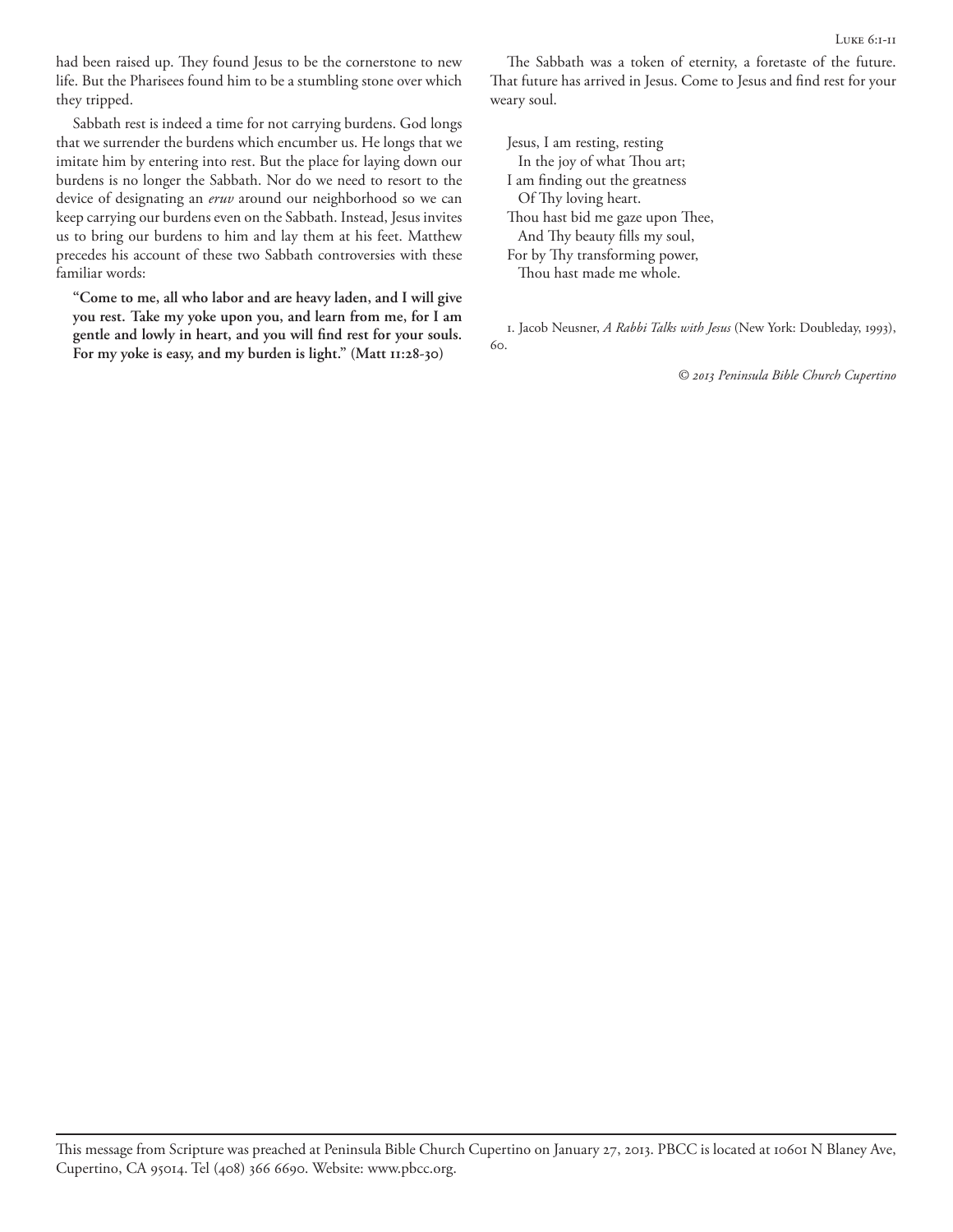had been raised up. They found Jesus to be the cornerstone to new life. But the Pharisees found him to be a stumbling stone over which they tripped.

Sabbath rest is indeed a time for not carrying burdens. God longs that we surrender the burdens which encumber us. He longs that we imitate him by entering into rest. But the place for laying down our burdens is no longer the Sabbath. Nor do we need to resort to the device of designating an *eruv* around our neighborhood so we can keep carrying our burdens even on the Sabbath. Instead, Jesus invites us to bring our burdens to him and lay them at his feet. Matthew precedes his account of these two Sabbath controversies with these familiar words:

> **"Come to me, all who labor and are heavy laden, and I will give you rest. Take my yoke upon you, and learn from me, for I am gentle and lowly in heart, and you will find rest for your souls. For my yoke is easy, and my burden is light." (Matt 11:28-30)**

The Sabbath was a token of eternity, a foretaste of the future. That future has arrived in Jesus. Come to Jesus and find rest for your weary soul.

> Jesus, I am resting, resting
> In the joy of what Thou art;
> I am finding out the greatness
> Of Thy loving heart.
> Thou hast bid me gaze upon Thee,
> And Thy beauty fills my soul,
> For by Thy transforming power,
> Thou hast made me whole.

1. Jacob Neusner, *A Rabbi Talks with Jesus* (New York: Doubleday, 1993), 60.

*© 2013 Peninsula Bible Church Cupertino*

This message from Scripture was preached at Peninsula Bible Church Cupertino on January 27, 2013. PBCC is located at 10601 N Blaney Ave, Cupertino, CA 95014. Tel (408) 366 6690. Website: www.pbcc.org.